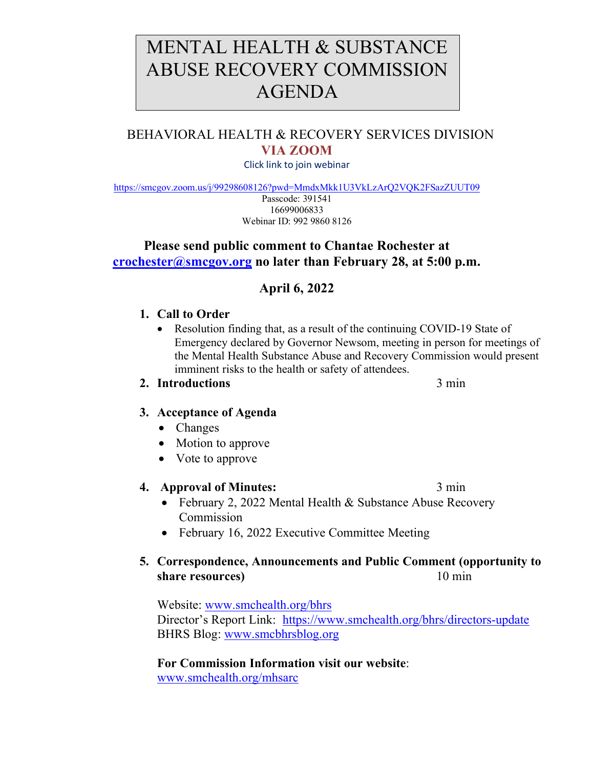# MENTAL HEALTH & SUBSTANCE ABUSE RECOVERY COMMISSION AGENDA

## BEHAVIORAL HEALTH & RECOVERY SERVICES DIVISION

**VIA ZOOM**

Click link to join webinar

https://smcgov.zoom.us/j/99298608126?pwd=MmdxMkk1U3VkLzArQ2VQK2FSazZUUT09

Passcode: 391541

16699006833

Webinar ID: 992 9860 8126

**Please send public comment to Chantae Rochester at crochester@smcgov.org no later than February 28, at 5:00 p.m.**

**April 6, 2022**

1. **Call to Order**
   - Resolution finding that, as a result of the continuing COVID-19 State of Emergency declared by Governor Newsom, meeting in person for meetings of the Mental Health Substance Abuse and Recovery Commission would present imminent risks to the health or safety of attendees.
2. **Introductions** 3 min
3. **Acceptance of Agenda**
   - Changes
   - Motion to approve
   - Vote to approve
4. **Approval of Minutes:** 3 min
   - February 2, 2022 Mental Health & Substance Abuse Recovery Commission
   - February 16, 2022 Executive Committee Meeting
5. **Correspondence, Announcements and Public Comment (opportunity to share resources)** 10 min

   Website: www.smchealth.org/bhrs
   Director's Report Link: https://www.smchealth.org/bhrs/directors-update
   BHRS Blog: www.smcbhrsblog.org

   **For Commission Information visit our website**:
   www.smchealth.org/mhsarc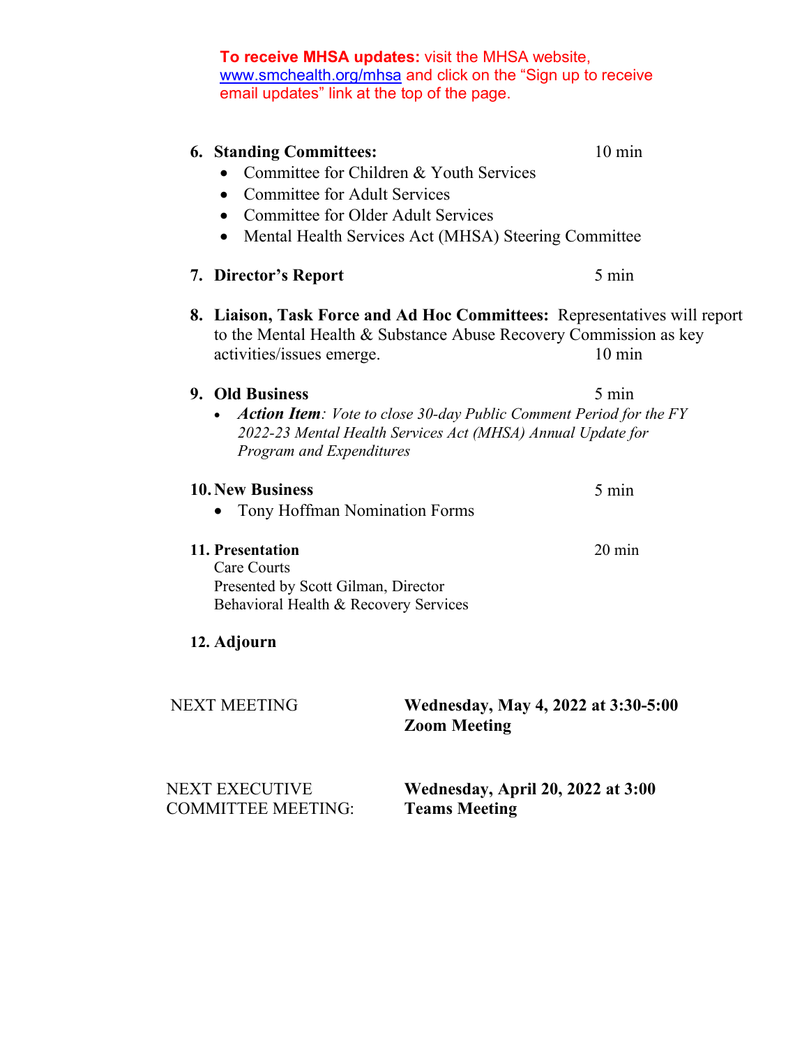**To receive MHSA updates:** visit the MHSA website, [www.smchealth.org/mhsa](http://www.smchealth.org/mhsa) and click on the "Sign up to receive email updates" link at the top of the page.

6. **Standing Committees:** 10 min
   - Committee for Children & Youth Services
   - Committee for Adult Services
   - Committee for Older Adult Services
   - Mental Health Services Act (MHSA) Steering Committee

7. **Director's Report** 5 min

8. **Liaison, Task Force and Ad Hoc Committees:** Representatives will report to the Mental Health & Substance Abuse Recovery Commission as key activities/issues emerge. 10 min

9. **Old Business** 5 min
   - ***Action Item**: Vote to close 30-day Public Comment Period for the FY 2022-23 Mental Health Services Act (MHSA) Annual Update for Program and Expenditures*

10. **New Business** 5 min
    - Tony Hoffman Nomination Forms

11. **Presentation** 20 min
    Care Courts
    Presented by Scott Gilman, Director
    Behavioral Health & Recovery Services

12. **Adjourn**

NEXT MEETING **Wednesday, May 4, 2022 at 3:30-5:00**
**Zoom Meeting**

NEXT EXECUTIVE COMMITTEE MEETING: **Wednesday, April 20, 2022 at 3:00**
**Teams Meeting**